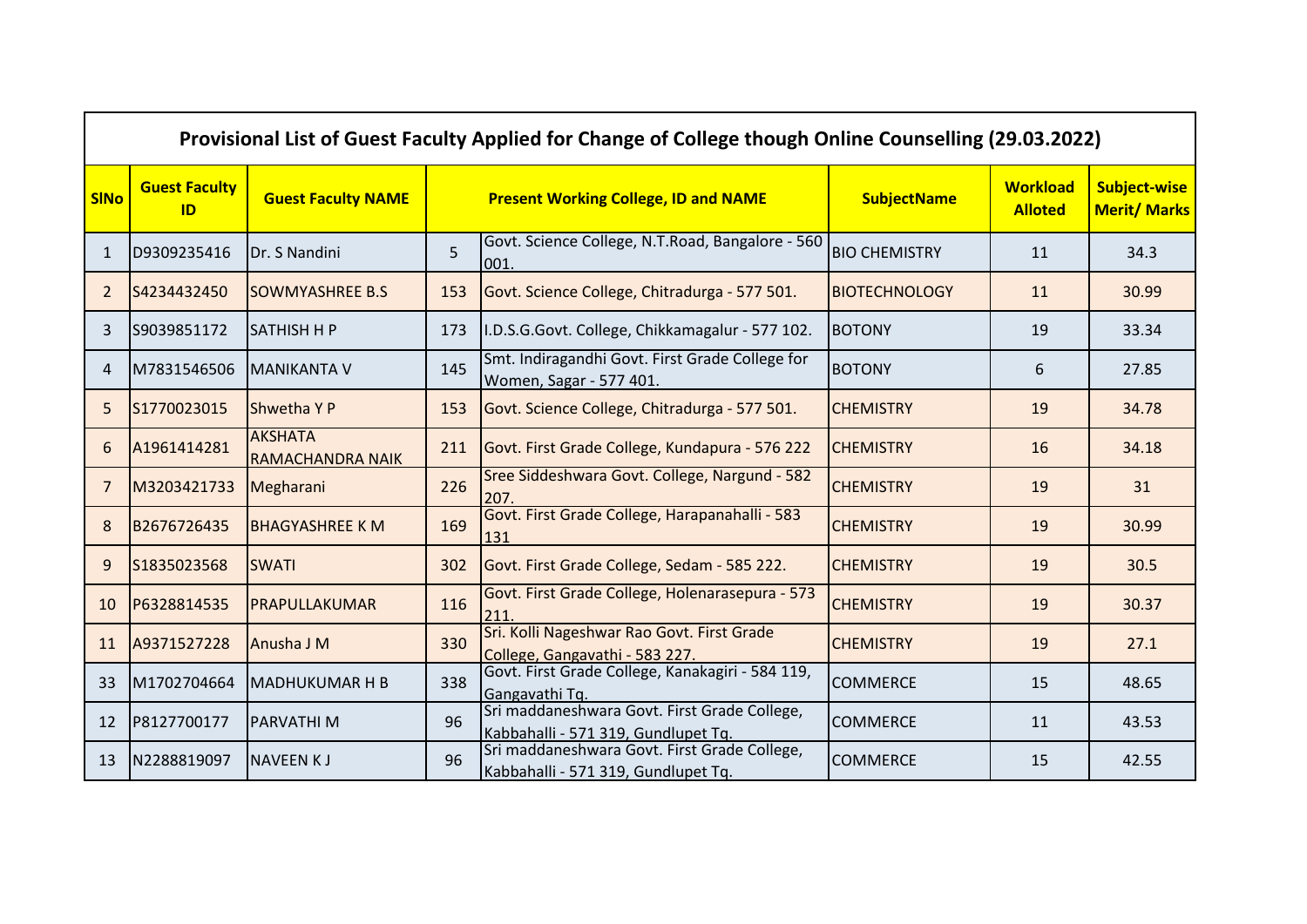| Provisional List of Guest Faculty Applied for Change of College though Online Counselling (29.03.2022) | | | | | | | |
|---|---|---|---|---|---|---|---|
| SlNo | Guest Faculty ID | Guest Faculty NAME | Present Working College, ID and NAME | | SubjectName | Workload Alloted | Subject-wise Merit/ Marks |
| 1 | D9309235416 | Dr. S Nandini | 5 | Govt. Science College, N.T.Road, Bangalore - 560 001. | BIO CHEMISTRY | 11 | 34.3 |
| 2 | S4234432450 | SOWMYASHREE B.S | 153 | Govt. Science College, Chitradurga - 577 501. | BIOTECHNOLOGY | 11 | 30.99 |
| 3 | S9039851172 | SATHISH H P | 173 | I.D.S.G.Govt. College, Chikkamagalur - 577 102. | BOTONY | 19 | 33.34 |
| 4 | M7831546506 | MANIKANTA V | 145 | Smt. Indiragandhi Govt. First Grade College for Women, Sagar - 577 401. | BOTONY | 6 | 27.85 |
| 5 | S1770023015 | Shwetha Y P | 153 | Govt. Science College, Chitradurga - 577 501. | CHEMISTRY | 19 | 34.78 |
| 6 | A1961414281 | AKSHATA RAMACHANDRA NAIK | 211 | Govt. First Grade College, Kundapura - 576 222 | CHEMISTRY | 16 | 34.18 |
| 7 | M3203421733 | Megharani | 226 | Sree Siddeshwara Govt. College, Nargund - 582 207. | CHEMISTRY | 19 | 31 |
| 8 | B2676726435 | BHAGYASHREE K M | 169 | Govt. First Grade College, Harapanahalli - 583 131 | CHEMISTRY | 19 | 30.99 |
| 9 | S1835023568 | SWATI | 302 | Govt. First Grade College, Sedam - 585 222. | CHEMISTRY | 19 | 30.5 |
| 10 | P6328814535 | PRAPULLAKUMAR | 116 | Govt. First Grade College, Holenarasepura - 573 211. | CHEMISTRY | 19 | 30.37 |
| 11 | A9371527228 | Anusha J M | 330 | Sri. Kolli Nageshwar Rao Govt. First Grade College, Gangavathi - 583 227. | CHEMISTRY | 19 | 27.1 |
| 33 | M1702704664 | MADHUKUMAR H B | 338 | Govt. First Grade College, Kanakagiri - 584 119, Gangavathi Tq. | COMMERCE | 15 | 48.65 |
| 12 | P8127700177 | PARVATHI M | 96 | Sri maddaneshwara Govt. First Grade College, Kabbahalli - 571 319, Gundlupet Tq. | COMMERCE | 11 | 43.53 |
| 13 | N2288819097 | NAVEEN K J | 96 | Sri maddaneshwara Govt. First Grade College, Kabbahalli - 571 319, Gundlupet Tq. | COMMERCE | 15 | 42.55 |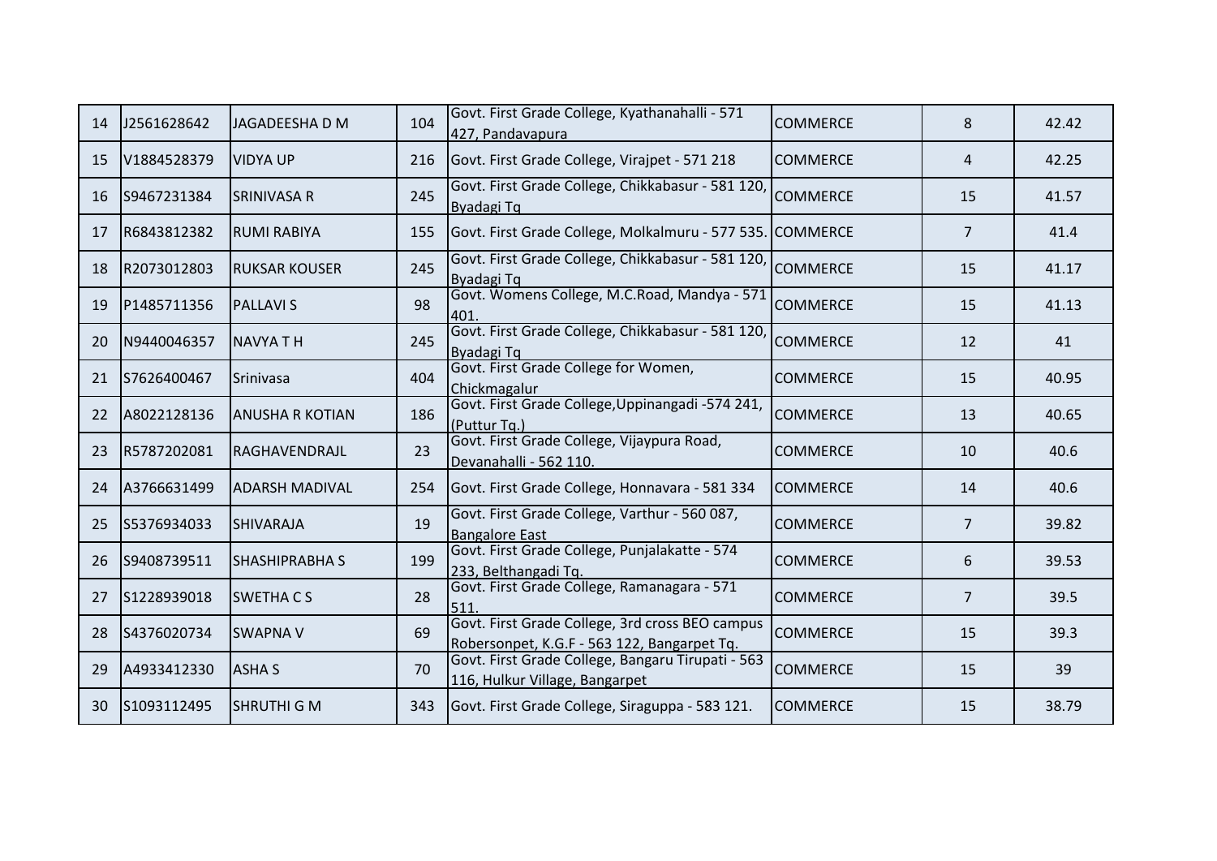| | | | | | | | |
|---|---|---|---|---|---|---|---|
| 14 | J2561628642 | JAGADEESHA D M | 104 | Govt. First Grade College, Kyathanahalli - 571 427, Pandavapura | COMMERCE | 8 | 42.42 |
| 15 | V1884528379 | VIDYA UP | 216 | Govt. First Grade College, Virajpet - 571 218 | COMMERCE | 4 | 42.25 |
| 16 | S9467231384 | SRINIVASA R | 245 | Govt. First Grade College, Chikkabasur - 581 120, Byadagi Tq | COMMERCE | 15 | 41.57 |
| 17 | R6843812382 | RUMI RABIYA | 155 | Govt. First Grade College, Molkalmuru - 577 535. | COMMERCE | 7 | 41.4 |
| 18 | R2073012803 | RUKSAR KOUSER | 245 | Govt. First Grade College, Chikkabasur - 581 120, Byadagi Tq | COMMERCE | 15 | 41.17 |
| 19 | P1485711356 | PALLAVI S | 98 | Govt. Womens College, M.C.Road, Mandya - 571 401. | COMMERCE | 15 | 41.13 |
| 20 | N9440046357 | NAVYA T H | 245 | Govt. First Grade College, Chikkabasur - 581 120, Byadagi Tq | COMMERCE | 12 | 41 |
| 21 | S7626400467 | Srinivasa | 404 | Govt. First Grade College for Women, Chickmagalur | COMMERCE | 15 | 40.95 |
| 22 | A8022128136 | ANUSHA R KOTIAN | 186 | Govt. First Grade College,Uppinangadi -574 241, (Puttur Tq.) | COMMERCE | 13 | 40.65 |
| 23 | R5787202081 | RAGHAVENDRAJL | 23 | Govt. First Grade College, Vijaypura Road, Devanahalli - 562 110. | COMMERCE | 10 | 40.6 |
| 24 | A3766631499 | ADARSH MADIVAL | 254 | Govt. First Grade College, Honnavara - 581 334 | COMMERCE | 14 | 40.6 |
| 25 | S5376934033 | SHIVARAJA | 19 | Govt. First Grade College, Varthur - 560 087, Bangalore East | COMMERCE | 7 | 39.82 |
| 26 | S9408739511 | SHASHIPRABHA S | 199 | Govt. First Grade College, Punjalakatte - 574 233, Belthangadi Tq. | COMMERCE | 6 | 39.53 |
| 27 | S1228939018 | SWETHA C S | 28 | Govt. First Grade College, Ramanagara - 571 511. | COMMERCE | 7 | 39.5 |
| 28 | S4376020734 | SWAPNA V | 69 | Govt. First Grade College, 3rd cross BEO campus Robersonpet, K.G.F - 563 122, Bangarpet Tq. | COMMERCE | 15 | 39.3 |
| 29 | A4933412330 | ASHA S | 70 | Govt. First Grade College, Bangaru Tirupati - 563 116, Hulkur Village, Bangarpet | COMMERCE | 15 | 39 |
| 30 | S1093112495 | SHRUTHI G M | 343 | Govt. First Grade College, Siraguppa - 583 121. | COMMERCE | 15 | 38.79 |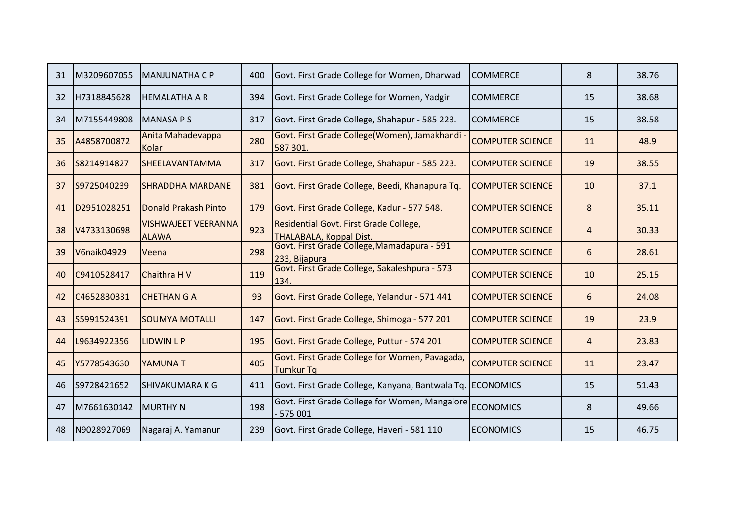| | | | | | | | |
|---|---|---|---|---|---|---|---|
| 31 | M3209607055 | MANJUNATHA C P | 400 | Govt. First Grade College for Women, Dharwad | COMMERCE | 8 | 38.76 |
| 32 | H7318845628 | HEMALATHA A R | 394 | Govt. First Grade College for Women, Yadgir | COMMERCE | 15 | 38.68 |
| 34 | M7155449808 | MANASA P S | 317 | Govt. First Grade College, Shahapur - 585 223. | COMMERCE | 15 | 38.58 |
| 35 | A4858700872 | Anita Mahadevappa Kolar | 280 | Govt. First Grade College(Women), Jamakhandi - 587 301. | COMPUTER SCIENCE | 11 | 48.9 |
| 36 | S8214914827 | SHEELAVANTAMMA | 317 | Govt. First Grade College, Shahapur - 585 223. | COMPUTER SCIENCE | 19 | 38.55 |
| 37 | S9725040239 | SHRADDHA MARDANE | 381 | Govt. First Grade College, Beedi, Khanapura Tq. | COMPUTER SCIENCE | 10 | 37.1 |
| 41 | D2951028251 | Donald Prakash Pinto | 179 | Govt. First Grade College, Kadur - 577 548. | COMPUTER SCIENCE | 8 | 35.11 |
| 38 | V4733130698 | VISHWAJEET VEERANNA ALAWA | 923 | Residential Govt. First Grade College, THALABALA, Koppal Dist. | COMPUTER SCIENCE | 4 | 30.33 |
| 39 | V6naik04929 | Veena | 298 | Govt. First Grade College,Mamadapura - 591 233, Bijapura | COMPUTER SCIENCE | 6 | 28.61 |
| 40 | C9410528417 | Chaithra H V | 119 | Govt. First Grade College, Sakaleshpura - 573 134. | COMPUTER SCIENCE | 10 | 25.15 |
| 42 | C4652830331 | CHETHAN G A | 93 | Govt. First Grade College, Yelandur - 571 441 | COMPUTER SCIENCE | 6 | 24.08 |
| 43 | S5991524391 | SOUMYA MOTALLI | 147 | Govt. First Grade College, Shimoga - 577 201 | COMPUTER SCIENCE | 19 | 23.9 |
| 44 | L9634922356 | LIDWIN L P | 195 | Govt. First Grade College, Puttur - 574 201 | COMPUTER SCIENCE | 4 | 23.83 |
| 45 | Y5778543630 | YAMUNA T | 405 | Govt. First Grade College for Women, Pavagada, Tumkur Tq | COMPUTER SCIENCE | 11 | 23.47 |
| 46 | S9728421652 | SHIVAKUMARA K G | 411 | Govt. First Grade College, Kanyana, Bantwala Tq. | ECONOMICS | 15 | 51.43 |
| 47 | M7661630142 | MURTHY N | 198 | Govt. First Grade College for Women, Mangalore - 575 001 | ECONOMICS | 8 | 49.66 |
| 48 | N9028927069 | Nagaraj A. Yamanur | 239 | Govt. First Grade College, Haveri - 581 110 | ECONOMICS | 15 | 46.75 |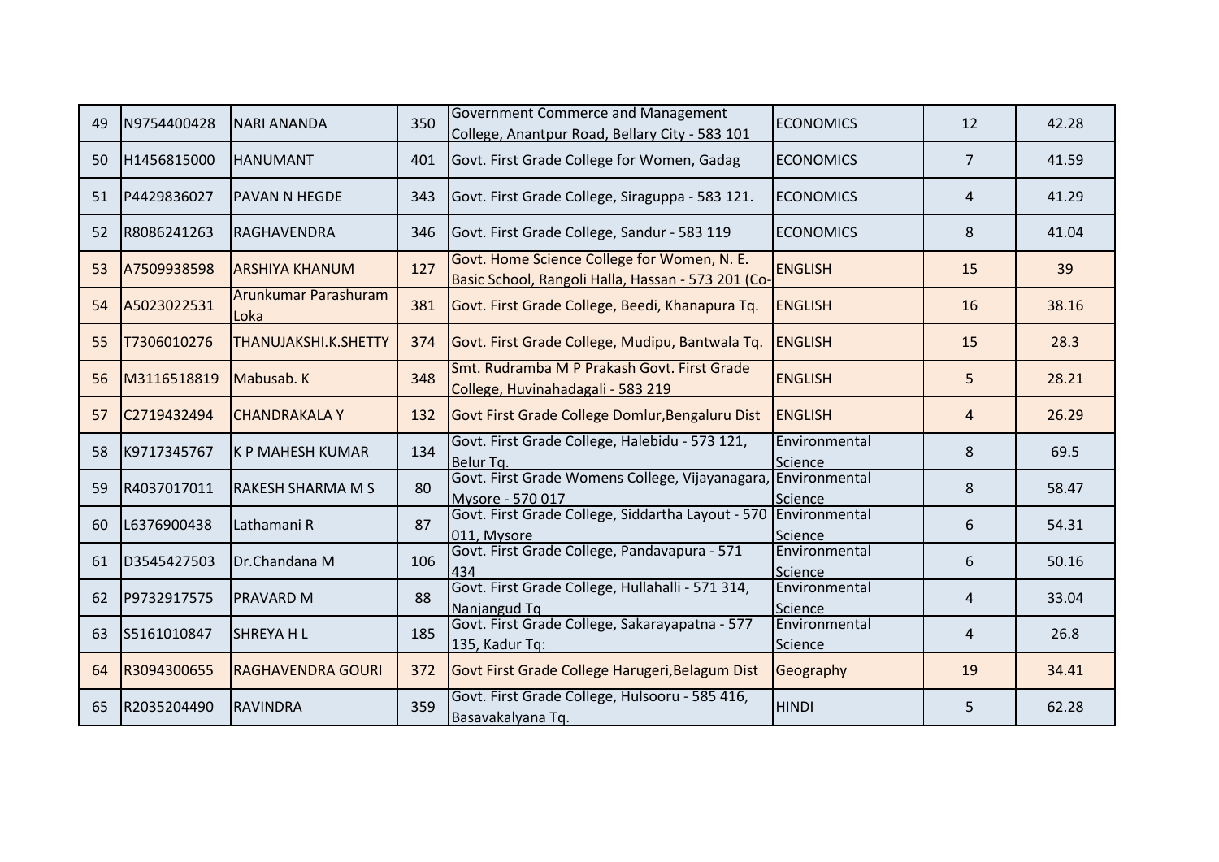| 49 | N9754400428 | NARI ANANDA | 350 | Government Commerce and Management College, Anantpur Road, Bellary City - 583 101 | ECONOMICS | 12 | 42.28 |
|---|---|---|---|---|---|---|---|
| 50 | H1456815000 | HANUMANT | 401 | Govt. First Grade College for Women, Gadag | ECONOMICS | 7 | 41.59 |
| 51 | P4429836027 | PAVAN N HEGDE | 343 | Govt. First Grade College, Siraguppa - 583 121. | ECONOMICS | 4 | 41.29 |
| 52 | R8086241263 | RAGHAVENDRA | 346 | Govt. First Grade College, Sandur - 583 119 | ECONOMICS | 8 | 41.04 |
| 53 | A7509938598 | ARSHIYA KHANUM | 127 | Govt. Home Science College for Women, N. E. Basic School, Rangoli Halla, Hassan - 573 201 (Co- | ENGLISH | 15 | 39 |
| 54 | A5023022531 | Arunkumar Parashuram Loka | 381 | Govt. First Grade College, Beedi, Khanapura Tq. | ENGLISH | 16 | 38.16 |
| 55 | T7306010276 | THANUJAKSHI.K.SHETTY | 374 | Govt. First Grade College, Mudipu, Bantwala Tq. | ENGLISH | 15 | 28.3 |
| 56 | M3116518819 | Mabusab. K | 348 | Smt. Rudramba M P Prakash Govt. First Grade College, Huvinahadagali - 583 219 | ENGLISH | 5 | 28.21 |
| 57 | C2719432494 | CHANDRAKALA Y | 132 | Govt First Grade College Domlur,Bengaluru Dist | ENGLISH | 4 | 26.29 |
| 58 | K9717345767 | K P MAHESH KUMAR | 134 | Govt. First Grade College, Halebidu - 573 121, Belur Tq. | Environmental Science | 8 | 69.5 |
| 59 | R4037017011 | RAKESH SHARMA M S | 80 | Govt. First Grade Womens College, Vijayanagara, Mysore - 570 017 | Environmental Science | 8 | 58.47 |
| 60 | L6376900438 | Lathamani R | 87 | Govt. First Grade College, Siddartha Layout - 570 011, Mysore | Environmental Science | 6 | 54.31 |
| 61 | D3545427503 | Dr.Chandana M | 106 | Govt. First Grade College, Pandavapura - 571 434 | Environmental Science | 6 | 50.16 |
| 62 | P9732917575 | PRAVARD M | 88 | Govt. First Grade College, Hullahalli - 571 314, Nanjangud Tq | Environmental Science | 4 | 33.04 |
| 63 | S5161010847 | SHREYA H L | 185 | Govt. First Grade College, Sakarayapatna - 577 135, Kadur Tq: | Environmental Science | 4 | 26.8 |
| 64 | R3094300655 | RAGHAVENDRA GOURI | 372 | Govt First Grade College Harugeri,Belagum Dist | Geography | 19 | 34.41 |
| 65 | R2035204490 | RAVINDRA | 359 | Govt. First Grade College, Hulsooru - 585 416, Basavakalyana Tq. | HINDI | 5 | 62.28 |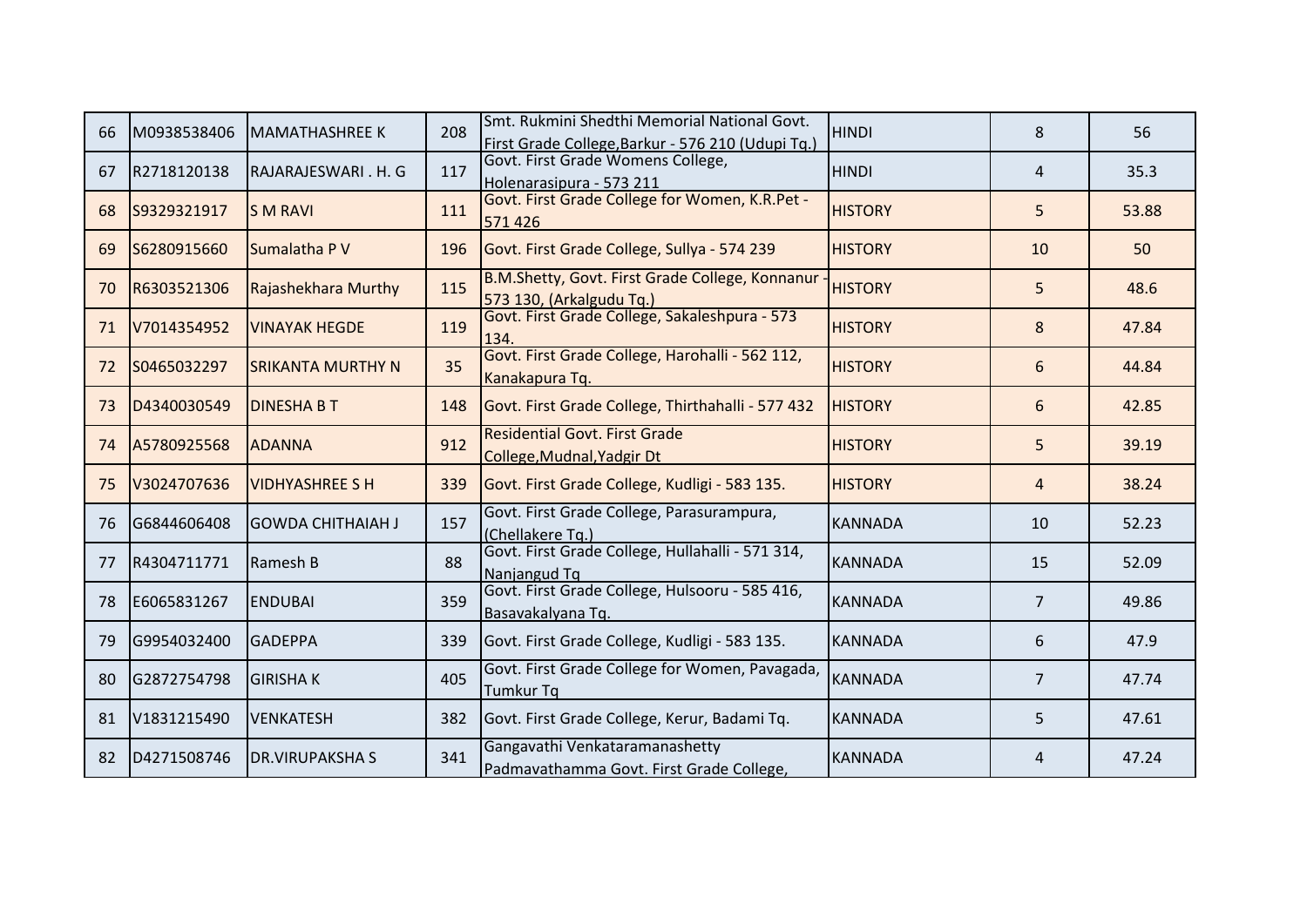| | | | | | | | |
|---|---|---|---|---|---|---|---|
| 66 | M0938538406 | MAMATHASHREE K | 208 | Smt. Rukmini Shedthi Memorial National Govt. First Grade College,Barkur - 576 210 (Udupi Tq.) | HINDI | 8 | 56 |
| 67 | R2718120138 | RAJARAJESWARI . H. G | 117 | Govt. First Grade Womens College, Holenarasipura - 573 211 | HINDI | 4 | 35.3 |
| 68 | S9329321917 | S M RAVI | 111 | Govt. First Grade College for Women, K.R.Pet - 571 426 | HISTORY | 5 | 53.88 |
| 69 | S6280915660 | Sumalatha P V | 196 | Govt. First Grade College, Sullya - 574 239 | HISTORY | 10 | 50 |
| 70 | R6303521306 | Rajashekhara Murthy | 115 | B.M.Shetty, Govt. First Grade College, Konnanur - 573 130, (Arkalgudu Tq.) | HISTORY | 5 | 48.6 |
| 71 | V7014354952 | VINAYAK HEGDE | 119 | Govt. First Grade College, Sakaleshpura - 573 134. | HISTORY | 8 | 47.84 |
| 72 | S0465032297 | SRIKANTA MURTHY N | 35 | Govt. First Grade College, Harohalli - 562 112, Kanakapura Tq. | HISTORY | 6 | 44.84 |
| 73 | D4340030549 | DINESHA B T | 148 | Govt. First Grade College, Thirthahalli - 577 432 | HISTORY | 6 | 42.85 |
| 74 | A5780925568 | ADANNA | 912 | Residential Govt. First Grade College,Mudnal,Yadgir Dt | HISTORY | 5 | 39.19 |
| 75 | V3024707636 | VIDHYASHREE S H | 339 | Govt. First Grade College, Kudligi - 583 135. | HISTORY | 4 | 38.24 |
| 76 | G6844606408 | GOWDA CHITHAIAH J | 157 | Govt. First Grade College, Parasurampura, (Chellakere Tq.) | KANNADA | 10 | 52.23 |
| 77 | R4304711771 | Ramesh B | 88 | Govt. First Grade College, Hullahalli - 571 314, Nanjangud Tq | KANNADA | 15 | 52.09 |
| 78 | E6065831267 | ENDUBAI | 359 | Govt. First Grade College, Hulsooru - 585 416, Basavakalyana Tq. | KANNADA | 7 | 49.86 |
| 79 | G9954032400 | GADEPPA | 339 | Govt. First Grade College, Kudligi - 583 135. | KANNADA | 6 | 47.9 |
| 80 | G2872754798 | GIRISHA K | 405 | Govt. First Grade College for Women, Pavagada, Tumkur Tq | KANNADA | 7 | 47.74 |
| 81 | V1831215490 | VENKATESH | 382 | Govt. First Grade College, Kerur, Badami Tq. | KANNADA | 5 | 47.61 |
| 82 | D4271508746 | DR.VIRUPAKSHA S | 341 | Gangavathi Venkataramanashetty Padmavathamma Govt. First Grade College, | KANNADA | 4 | 47.24 |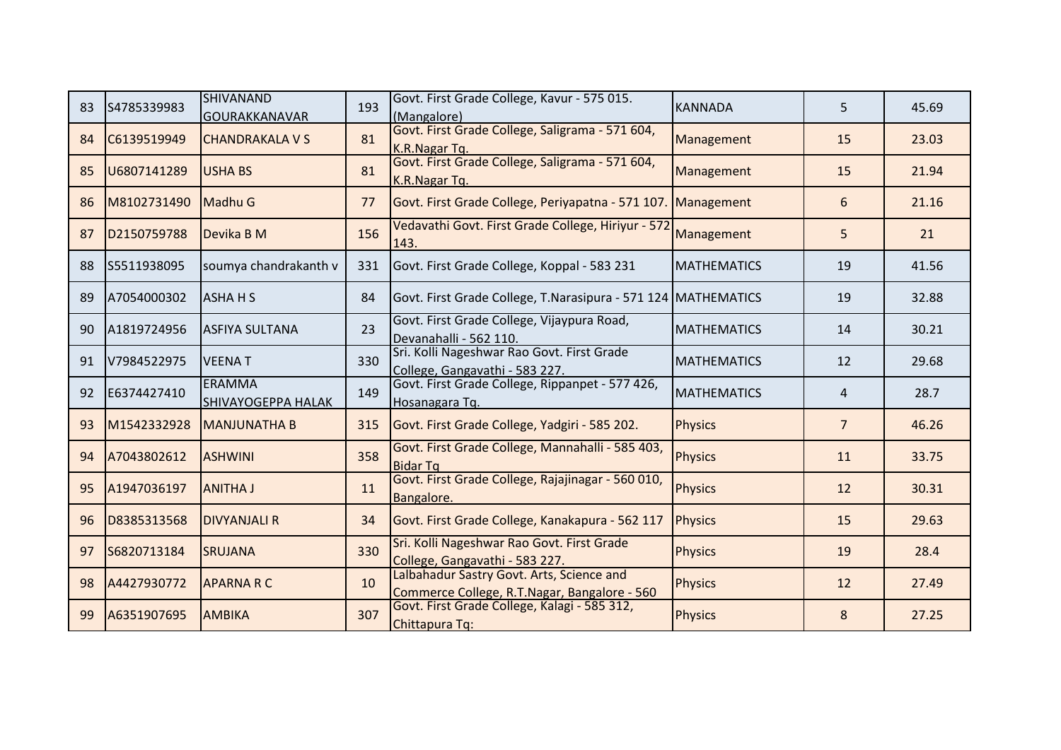| | | | | | | | |
|---|---|---|---|---|---|---|---|
| 83 | S4785339983 | SHIVANAND GOURAKKANAVAR | 193 | Govt. First Grade College, Kavur - 575 015. (Mangalore) | KANNADA | 5 | 45.69 |
| 84 | C6139519949 | CHANDRAKALA V S | 81 | Govt. First Grade College, Saligrama - 571 604, K.R.Nagar Tq. | Management | 15 | 23.03 |
| 85 | U6807141289 | USHA BS | 81 | Govt. First Grade College, Saligrama - 571 604, K.R.Nagar Tq. | Management | 15 | 21.94 |
| 86 | M8102731490 | Madhu G | 77 | Govt. First Grade College, Periyapatna - 571 107. | Management | 6 | 21.16 |
| 87 | D2150759788 | Devika B M | 156 | Vedavathi Govt. First Grade College, Hiriyur - 572 143. | Management | 5 | 21 |
| 88 | S5511938095 | soumya chandrakanth v | 331 | Govt. First Grade College, Koppal - 583 231 | MATHEMATICS | 19 | 41.56 |
| 89 | A7054000302 | ASHA H S | 84 | Govt. First Grade College, T.Narasipura - 571 124 | MATHEMATICS | 19 | 32.88 |
| 90 | A1819724956 | ASFIYA SULTANA | 23 | Govt. First Grade College, Vijaypura Road, Devanahalli - 562 110. | MATHEMATICS | 14 | 30.21 |
| 91 | V7984522975 | VEENA T | 330 | Sri. Kolli Nageshwar Rao Govt. First Grade College, Gangavathi - 583 227. | MATHEMATICS | 12 | 29.68 |
| 92 | E6374427410 | ERAMMA SHIVAYOGEPPA HALAK | 149 | Govt. First Grade College, Rippanpet - 577 426, Hosanagara Tq. | MATHEMATICS | 4 | 28.7 |
| 93 | M1542332928 | MANJUNATHA B | 315 | Govt. First Grade College, Yadgiri - 585 202. | Physics | 7 | 46.26 |
| 94 | A7043802612 | ASHWINI | 358 | Govt. First Grade College, Mannahalli - 585 403, Bidar Tq | Physics | 11 | 33.75 |
| 95 | A1947036197 | ANITHA J | 11 | Govt. First Grade College, Rajajinagar - 560 010, Bangalore. | Physics | 12 | 30.31 |
| 96 | D8385313568 | DIVYANJALI R | 34 | Govt. First Grade College, Kanakapura - 562 117 | Physics | 15 | 29.63 |
| 97 | S6820713184 | SRUJANA | 330 | Sri. Kolli Nageshwar Rao Govt. First Grade College, Gangavathi - 583 227. | Physics | 19 | 28.4 |
| 98 | A4427930772 | APARNA R C | 10 | Lalbahadur Sastry Govt. Arts, Science and Commerce College, R.T.Nagar, Bangalore - 560 | Physics | 12 | 27.49 |
| 99 | A6351907695 | AMBIKA | 307 | Govt. First Grade College, Kalagi - 585 312, Chittapura Tq: | Physics | 8 | 27.25 |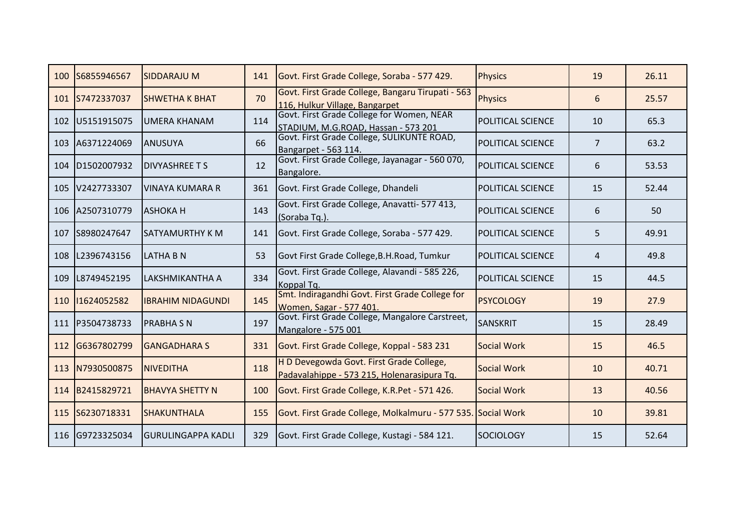| | | | | | | | |
|---|---|---|---|---|---|---|---|
| 100 | S6855946567 | SIDDARAJU M | 141 | Govt. First Grade College, Soraba - 577 429. | Physics | 19 | 26.11 |
| 101 | S7472337037 | SHWETHA K BHAT | 70 | Govt. First Grade College, Bangaru Tirupati - 563 116, Hulkur Village, Bangarpet | Physics | 6 | 25.57 |
| 102 | U5151915075 | UMERA KHANAM | 114 | Govt. First Grade College for Women, NEAR STADIUM, M.G.ROAD, Hassan - 573 201 | POLITICAL SCIENCE | 10 | 65.3 |
| 103 | A6371224069 | ANUSUYA | 66 | Govt. First Grade College, SULIKUNTE ROAD, Bangarpet - 563 114. | POLITICAL SCIENCE | 7 | 63.2 |
| 104 | D1502007932 | DIVYASHREE T S | 12 | Govt. First Grade College, Jayanagar - 560 070, Bangalore. | POLITICAL SCIENCE | 6 | 53.53 |
| 105 | V2427733307 | VINAYA KUMARA R | 361 | Govt. First Grade College, Dhandeli | POLITICAL SCIENCE | 15 | 52.44 |
| 106 | A2507310779 | ASHOKA H | 143 | Govt. First Grade College, Anavatti- 577 413, (Soraba Tq.). | POLITICAL SCIENCE | 6 | 50 |
| 107 | S8980247647 | SATYAMURTHY K M | 141 | Govt. First Grade College, Soraba - 577 429. | POLITICAL SCIENCE | 5 | 49.91 |
| 108 | L2396743156 | LATHA B N | 53 | Govt First Grade College,B.H.Road, Tumkur | POLITICAL SCIENCE | 4 | 49.8 |
| 109 | L8749452195 | LAKSHMIKANTHA A | 334 | Govt. First Grade College, Alavandi - 585 226, Koppal Tq. | POLITICAL SCIENCE | 15 | 44.5 |
| 110 | I1624052582 | IBRAHIM NIDAGUNDI | 145 | Smt. Indiragandhi Govt. First Grade College for Women, Sagar - 577 401. | PSYCOLOGY | 19 | 27.9 |
| 111 | P3504738733 | PRABHA S N | 197 | Govt. First Grade College, Mangalore Carstreet, Mangalore - 575 001 | SANSKRIT | 15 | 28.49 |
| 112 | G6367802799 | GANGADHARA S | 331 | Govt. First Grade College, Koppal - 583 231 | Social Work | 15 | 46.5 |
| 113 | N7930500875 | NIVEDITHA | 118 | H D Devegowda Govt. First Grade College, Padavalahippe - 573 215, Holenarasipura Tq. | Social Work | 10 | 40.71 |
| 114 | B2415829721 | BHAVYA SHETTY N | 100 | Govt. First Grade College, K.R.Pet - 571 426. | Social Work | 13 | 40.56 |
| 115 | S6230718331 | SHAKUNTHALA | 155 | Govt. First Grade College, Molkalmuru - 577 535. | Social Work | 10 | 39.81 |
| 116 | G9723325034 | GURULINGAPPA KADLI | 329 | Govt. First Grade College, Kustagi - 584 121. | SOCIOLOGY | 15 | 52.64 |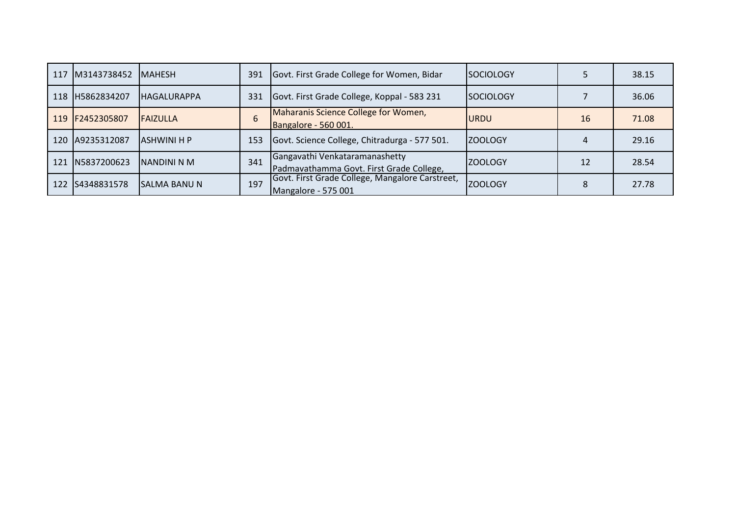| | | | | | | | |
|---|---|---|---|---|---|---|---|
| 117 | M3143738452 | MAHESH | 391 | Govt. First Grade College for Women, Bidar | SOCIOLOGY | 5 | 38.15 |
| 118 | H5862834207 | HAGALURAPPA | 331 | Govt. First Grade College, Koppal - 583 231 | SOCIOLOGY | 7 | 36.06 |
| 119 | F2452305807 | FAIZULLA | 6 | Maharanis Science College for Women, Bangalore - 560 001. | URDU | 16 | 71.08 |
| 120 | A9235312087 | ASHWINI H P | 153 | Govt. Science College, Chitradurga - 577 501. | ZOOLOGY | 4 | 29.16 |
| 121 | N5837200623 | NANDINI N M | 341 | Gangavathi Venkataramanashetty Padmavathamma Govt. First Grade College, | ZOOLOGY | 12 | 28.54 |
| 122 | S4348831578 | SALMA BANU N | 197 | Govt. First Grade College, Mangalore Carstreet, Mangalore - 575 001 | ZOOLOGY | 8 | 27.78 |